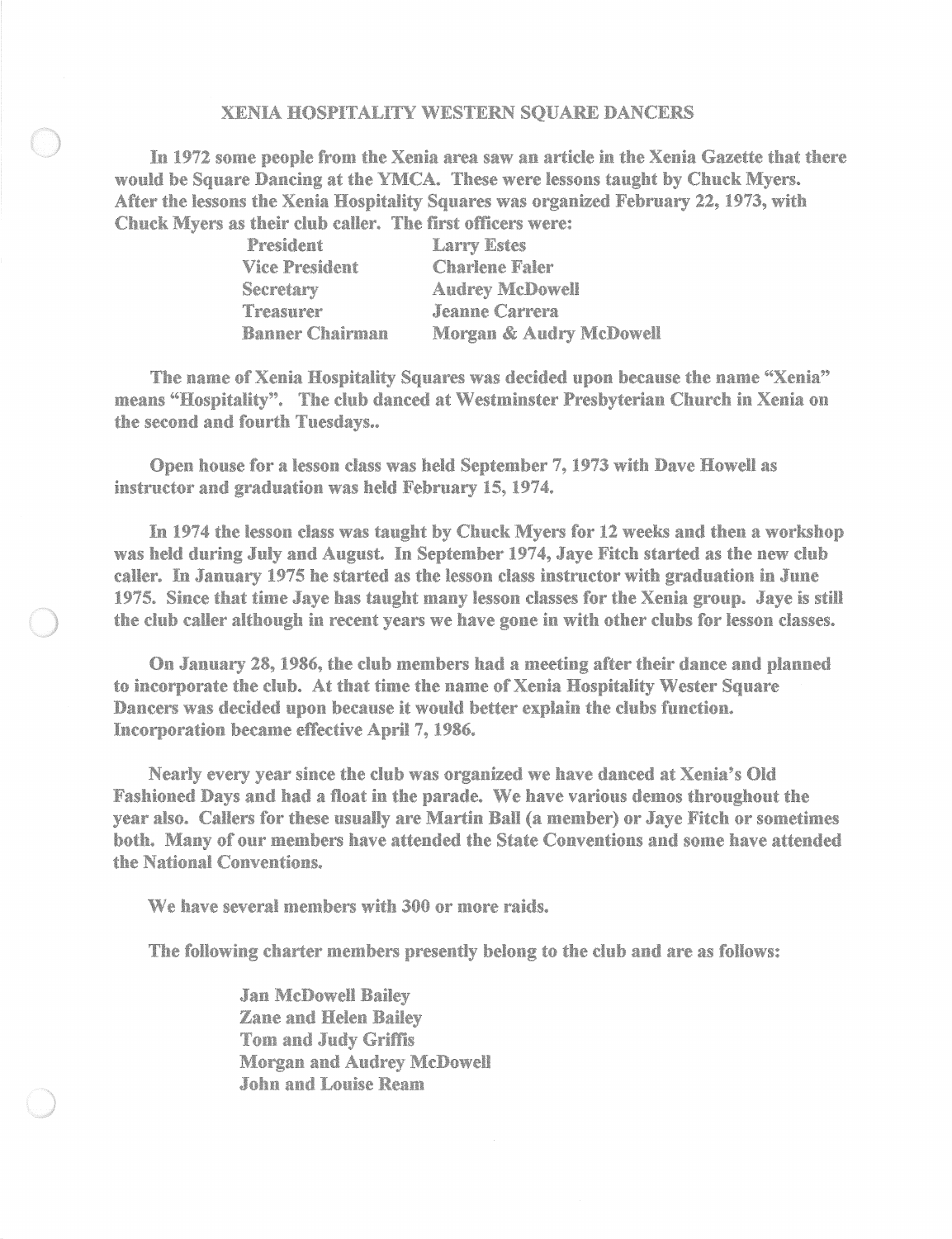# XENIA HOSPITALITY WESTERN SQUARE DANCERS

In 1972 some people from the Xenia area saw an article in the Xenia Gazette that there would be Square Dancing at the YMCA. These were lessons taught by Chuck Myers. After the lessons the Xenia Hospitality Squares was organized February 22, 1973, with Chuck Myers as their club caller. The first officers were:

| | |
|---|---|
| President | Larry Estes |
| Vice President | Charlene Faler |
| Secretary | Audrey McDowell |
| Treasurer | Jeanne Carrera |
| Banner Chairman | Morgan & Audry McDowell |

The name of Xenia Hospitality Squares was decided upon because the name "Xenia" means "Hospitality". The club danced at Westminster Presbyterian Church in Xenia on the second and fourth Tuesdays..

Open house for a lesson class was held September 7, 1973 with Dave Howell as instructor and graduation was held February 15, 1974.

In 1974 the lesson class was taught by Chuck Myers for 12 weeks and then a workshop was held during July and August. In September 1974, Jaye Fitch started as the new club caller. In January 1975 he started as the lesson class instructor with graduation in June 1975. Since that time Jaye has taught many lesson classes for the Xenia group. Jaye is still the club caller although in recent years we have gone in with other clubs for lesson classes.

On January 28, 1986, the club members had a meeting after their dance and planned to incorporate the club. At that time the name of Xenia Hospitality Wester Square Dancers was decided upon because it would better explain the clubs function. Incorporation became effective April 7, 1986.

Nearly every year since the club was organized we have danced at Xenia's Old Fashioned Days and had a float in the parade. We have various demos throughout the year also. Callers for these usually are Martin Ball (a member) or Jaye Fitch or sometimes both. Many of our members have attended the State Conventions and some have attended the National Conventions.

We have several members with 300 or more raids.

The following charter members presently belong to the club and are as follows:

Jan McDowell Bailey
Zane and Helen Bailey
Tom and Judy Griffis
Morgan and Audrey McDowell
John and Louise Ream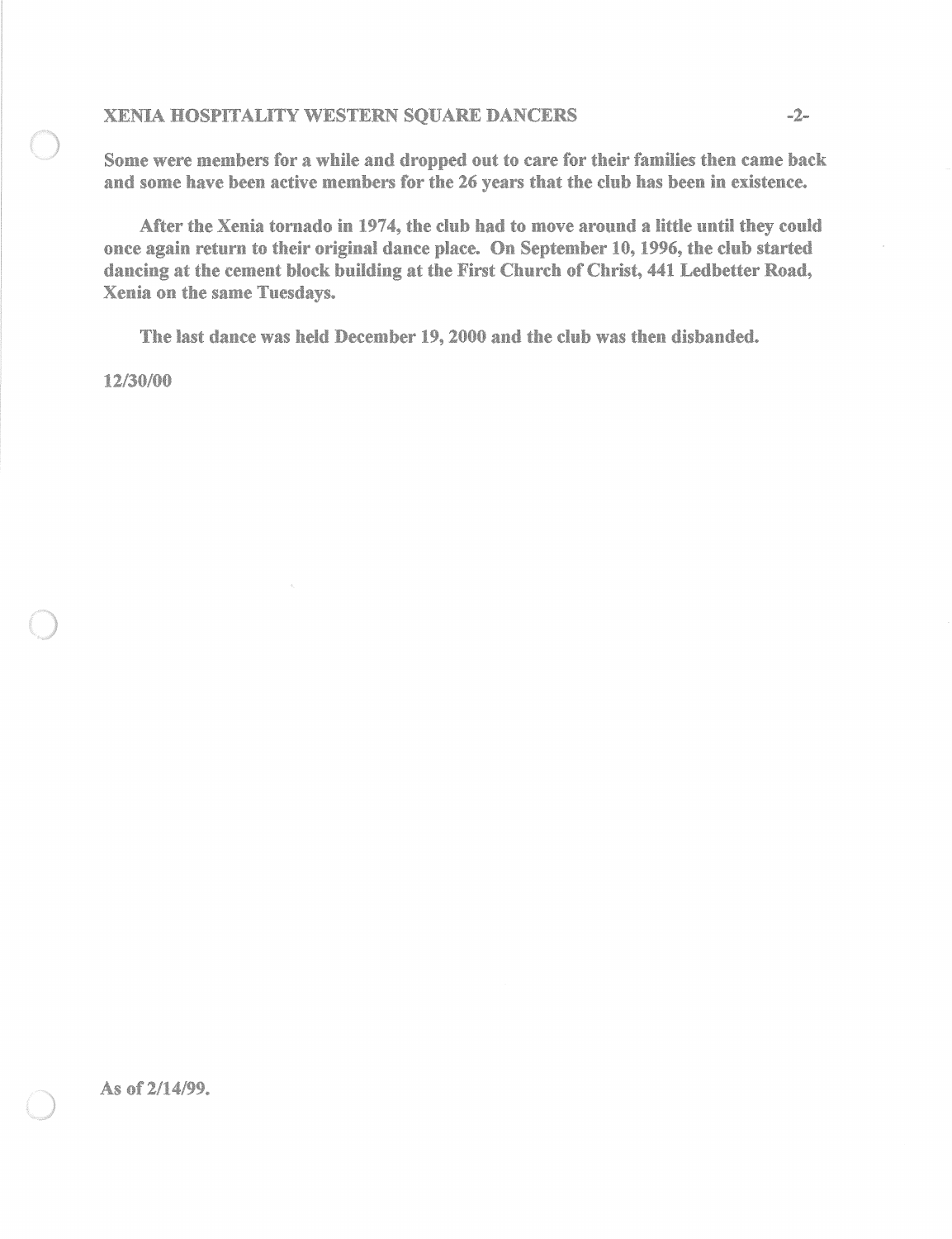Some were members for a while and dropped out to care for their families then came back and some have been active members for the 26 years that the club has been in existence.

After the Xenia tornado in 1974, the club had to move around a little until they could once again return to their original dance place. On September 10, 1996, the club started dancing at the cement block building at the First Church of Christ, 441 Ledbetter Road, Xenia on the same Tuesdays.

The last dance was held December 19, 2000 and the club was then disbanded.

12/30/00

As of 2/14/99.